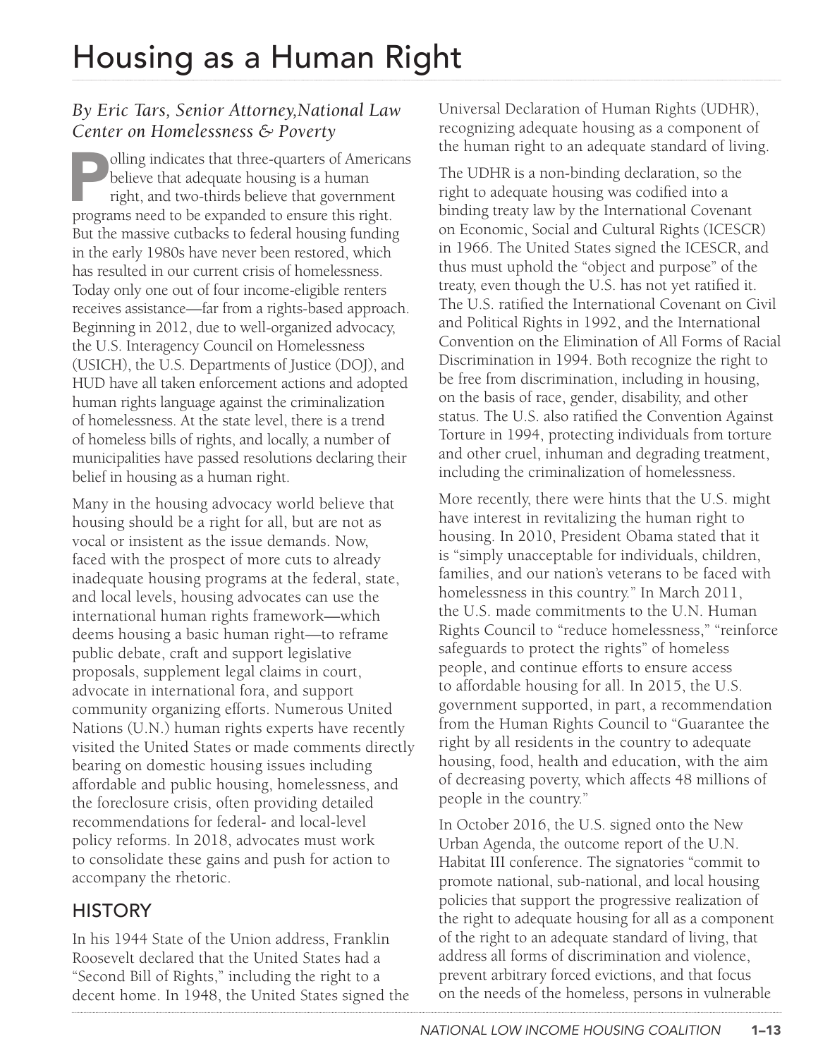# Housing as a Human Right

*By Eric Tars, Senior Attorney,National Law Center on Homelessness & Poverty*

Polling indicates that three-quarters of Americans believe that adequate housing is a human right, and two-thirds believe that government programs need to be expanded to ensure this right. But the massive cutbacks to federal housing funding in the early 1980s have never been restored, which has resulted in our current crisis of homelessness. Today only one out of four income-eligible renters receives assistance—far from a rights-based approach. Beginning in 2012, due to well-organized advocacy, the U.S. Interagency Council on Homelessness (USICH), the U.S. Departments of Justice (DOJ), and HUD have all taken enforcement actions and adopted human rights language against the criminalization of homelessness. At the state level, there is a trend of homeless bills of rights, and locally, a number of municipalities have passed resolutions declaring their belief in housing as a human right.

Many in the housing advocacy world believe that housing should be a right for all, but are not as vocal or insistent as the issue demands. Now, faced with the prospect of more cuts to already inadequate housing programs at the federal, state, and local levels, housing advocates can use the international human rights framework—which deems housing a basic human right—to reframe public debate, craft and support legislative proposals, supplement legal claims in court, advocate in international fora, and support community organizing efforts. Numerous United Nations (U.N.) human rights experts have recently visited the United States or made comments directly bearing on domestic housing issues including affordable and public housing, homelessness, and the foreclosure crisis, often providing detailed recommendations for federal- and local-level policy reforms. In 2018, advocates must work to consolidate these gains and push for action to accompany the rhetoric.

## HISTORY

In his 1944 State of the Union address, Franklin Roosevelt declared that the United States had a "Second Bill of Rights," including the right to a decent home. In 1948, the United States signed the Universal Declaration of Human Rights (UDHR), recognizing adequate housing as a component of the human right to an adequate standard of living.

The UDHR is a non-binding declaration, so the right to adequate housing was codified into a binding treaty law by the International Covenant on Economic, Social and Cultural Rights (ICESCR) in 1966. The United States signed the ICESCR, and thus must uphold the "object and purpose" of the treaty, even though the U.S. has not yet ratified it. The U.S. ratified the International Covenant on Civil and Political Rights in 1992, and the International Convention on the Elimination of All Forms of Racial Discrimination in 1994. Both recognize the right to be free from discrimination, including in housing, on the basis of race, gender, disability, and other status. The U.S. also ratified the Convention Against Torture in 1994, protecting individuals from torture and other cruel, inhuman and degrading treatment, including the criminalization of homelessness.

More recently, there were hints that the U.S. might have interest in revitalizing the human right to housing. In 2010, President Obama stated that it is "simply unacceptable for individuals, children, families, and our nation's veterans to be faced with homelessness in this country." In March 2011, the U.S. made commitments to the U.N. Human Rights Council to "reduce homelessness," "reinforce safeguards to protect the rights" of homeless people, and continue efforts to ensure access to affordable housing for all. In 2015, the U.S. government supported, in part, a recommendation from the Human Rights Council to "Guarantee the right by all residents in the country to adequate housing, food, health and education, with the aim of decreasing poverty, which affects 48 millions of people in the country."

In October 2016, the U.S. signed onto the New Urban Agenda, the outcome report of the U.N. Habitat III conference. The signatories "commit to promote national, sub-national, and local housing policies that support the progressive realization of the right to adequate housing for all as a component of the right to an adequate standard of living, that address all forms of discrimination and violence, prevent arbitrary forced evictions, and that focus on the needs of the homeless, persons in vulnerable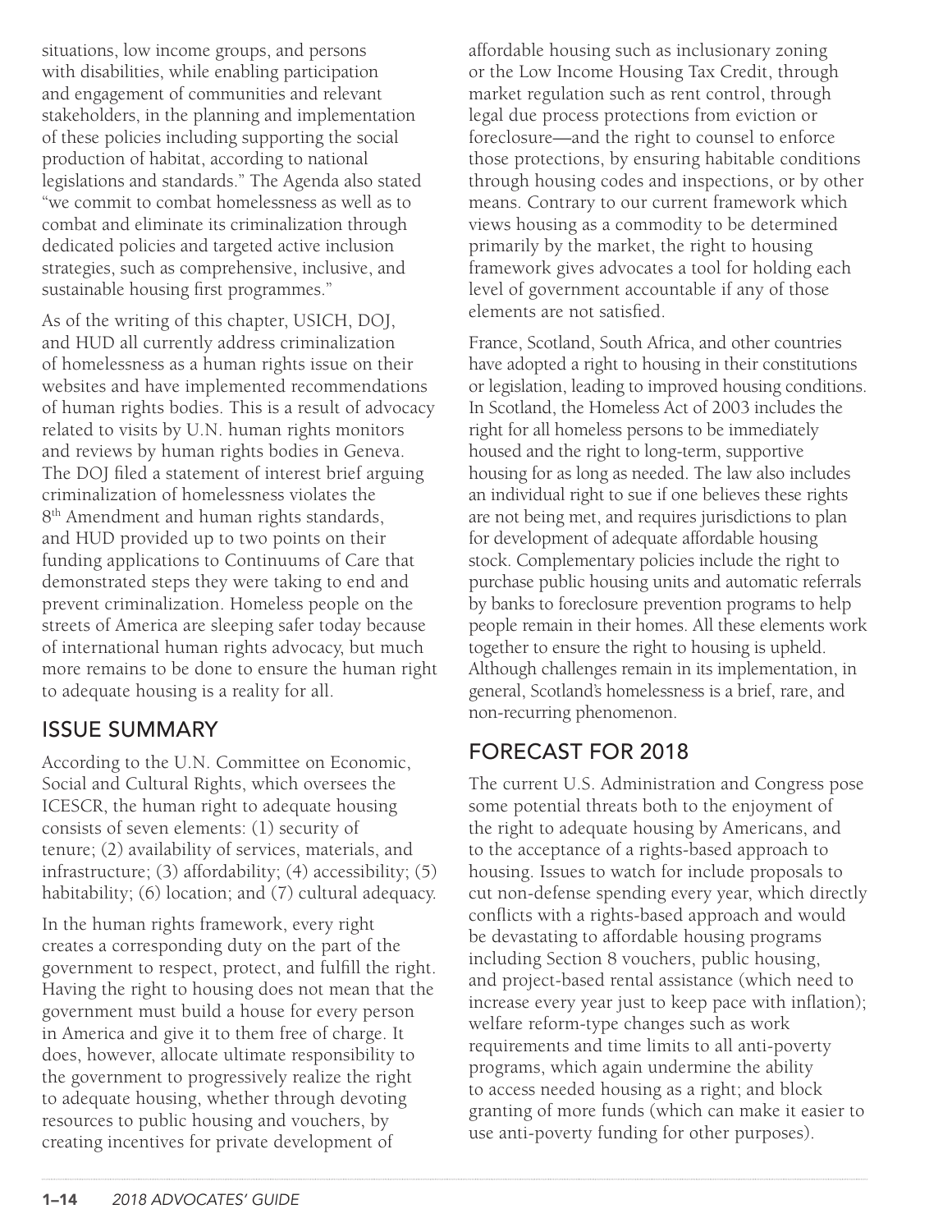situations, low income groups, and persons with disabilities, while enabling participation and engagement of communities and relevant stakeholders, in the planning and implementation of these policies including supporting the social production of habitat, according to national legislations and standards." The Agenda also stated "we commit to combat homelessness as well as to combat and eliminate its criminalization through dedicated policies and targeted active inclusion strategies, such as comprehensive, inclusive, and sustainable housing first programmes."

As of the writing of this chapter, USICH, DOJ, and HUD all currently address criminalization of homelessness as a human rights issue on their websites and have implemented recommendations of human rights bodies. This is a result of advocacy related to visits by U.N. human rights monitors and reviews by human rights bodies in Geneva. The DOJ filed a statement of interest brief arguing criminalization of homelessness violates the 8th Amendment and human rights standards, and HUD provided up to two points on their funding applications to Continuums of Care that demonstrated steps they were taking to end and prevent criminalization. Homeless people on the streets of America are sleeping safer today because of international human rights advocacy, but much more remains to be done to ensure the human right to adequate housing is a reality for all.

## ISSUE SUMMARY

According to the U.N. Committee on Economic, Social and Cultural Rights, which oversees the ICESCR, the human right to adequate housing consists of seven elements: (1) security of tenure; (2) availability of services, materials, and infrastructure; (3) affordability; (4) accessibility; (5) habitability; (6) location; and (7) cultural adequacy.

In the human rights framework, every right creates a corresponding duty on the part of the government to respect, protect, and fulfill the right. Having the right to housing does not mean that the government must build a house for every person in America and give it to them free of charge. It does, however, allocate ultimate responsibility to the government to progressively realize the right to adequate housing, whether through devoting resources to public housing and vouchers, by creating incentives for private development of affordable housing such as inclusionary zoning or the Low Income Housing Tax Credit, through market regulation such as rent control, through legal due process protections from eviction or foreclosure—and the right to counsel to enforce those protections, by ensuring habitable conditions through housing codes and inspections, or by other means. Contrary to our current framework which views housing as a commodity to be determined primarily by the market, the right to housing framework gives advocates a tool for holding each level of government accountable if any of those elements are not satisfied.

France, Scotland, South Africa, and other countries have adopted a right to housing in their constitutions or legislation, leading to improved housing conditions. In Scotland, the Homeless Act of 2003 includes the right for all homeless persons to be immediately housed and the right to long-term, supportive housing for as long as needed. The law also includes an individual right to sue if one believes these rights are not being met, and requires jurisdictions to plan for development of adequate affordable housing stock. Complementary policies include the right to purchase public housing units and automatic referrals by banks to foreclosure prevention programs to help people remain in their homes. All these elements work together to ensure the right to housing is upheld. Although challenges remain in its implementation, in general, Scotland's homelessness is a brief, rare, and non-recurring phenomenon.

## FORECAST FOR 2018

The current U.S. Administration and Congress pose some potential threats both to the enjoyment of the right to adequate housing by Americans, and to the acceptance of a rights-based approach to housing. Issues to watch for include proposals to cut non-defense spending every year, which directly conflicts with a rights-based approach and would be devastating to affordable housing programs including Section 8 vouchers, public housing, and project-based rental assistance (which need to increase every year just to keep pace with inflation); welfare reform-type changes such as work requirements and time limits to all anti-poverty programs, which again undermine the ability to access needed housing as a right; and block granting of more funds (which can make it easier to use anti-poverty funding for other purposes).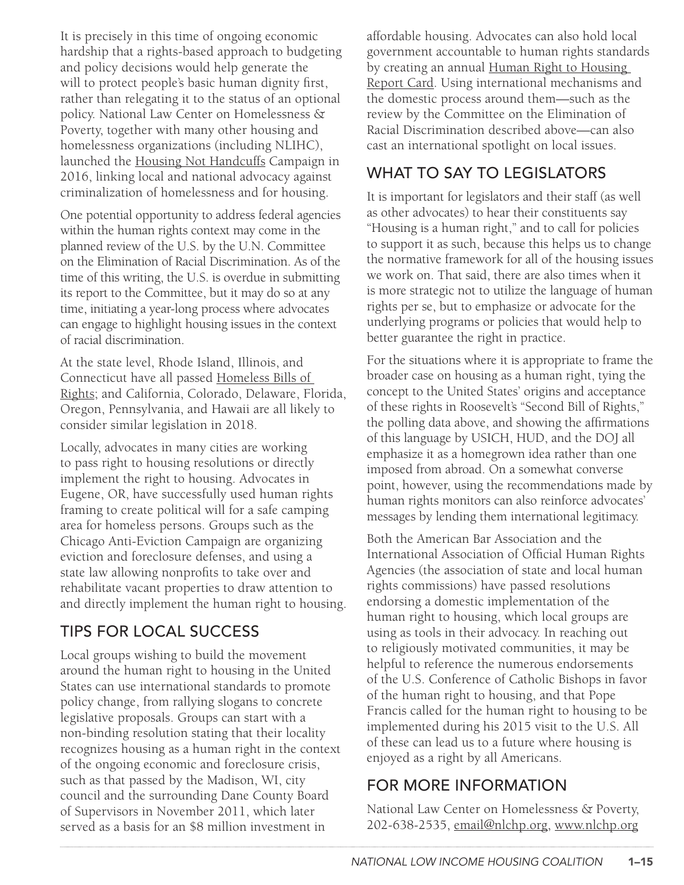It is precisely in this time of ongoing economic hardship that a rights-based approach to budgeting and policy decisions would help generate the will to protect people's basic human dignity first, rather than relegating it to the status of an optional policy. National Law Center on Homelessness & Poverty, together with many other housing and homelessness organizations (including NLIHC), launched the Housing Not Handcuffs Campaign in 2016, linking local and national advocacy against criminalization of homelessness and for housing.

One potential opportunity to address federal agencies within the human rights context may come in the planned review of the U.S. by the U.N. Committee on the Elimination of Racial Discrimination. As of the time of this writing, the U.S. is overdue in submitting its report to the Committee, but it may do so at any time, initiating a year-long process where advocates can engage to highlight housing issues in the context of racial discrimination.

At the state level, Rhode Island, Illinois, and Connecticut have all passed Homeless Bills of Rights; and California, Colorado, Delaware, Florida, Oregon, Pennsylvania, and Hawaii are all likely to consider similar legislation in 2018.

Locally, advocates in many cities are working to pass right to housing resolutions or directly implement the right to housing. Advocates in Eugene, OR, have successfully used human rights framing to create political will for a safe camping area for homeless persons. Groups such as the Chicago Anti-Eviction Campaign are organizing eviction and foreclosure defenses, and using a state law allowing nonprofits to take over and rehabilitate vacant properties to draw attention to and directly implement the human right to housing.

## TIPS FOR LOCAL SUCCESS

Local groups wishing to build the movement around the human right to housing in the United States can use international standards to promote policy change, from rallying slogans to concrete legislative proposals. Groups can start with a non-binding resolution stating that their locality recognizes housing as a human right in the context of the ongoing economic and foreclosure crisis, such as that passed by the Madison, WI, city council and the surrounding Dane County Board of Supervisors in November 2011, which later served as a basis for an $8 million investment in affordable housing. Advocates can also hold local government accountable to human rights standards by creating an annual Human Right to Housing Report Card. Using international mechanisms and the domestic process around them—such as the review by the Committee on the Elimination of Racial Discrimination described above—can also cast an international spotlight on local issues.

## WHAT TO SAY TO LEGISLATORS

It is important for legislators and their staff (as well as other advocates) to hear their constituents say "Housing is a human right," and to call for policies to support it as such, because this helps us to change the normative framework for all of the housing issues we work on. That said, there are also times when it is more strategic not to utilize the language of human rights per se, but to emphasize or advocate for the underlying programs or policies that would help to better guarantee the right in practice.

For the situations where it is appropriate to frame the broader case on housing as a human right, tying the concept to the United States' origins and acceptance of these rights in Roosevelt's "Second Bill of Rights," the polling data above, and showing the affirmations of this language by USICH, HUD, and the DOJ all emphasize it as a homegrown idea rather than one imposed from abroad. On a somewhat converse point, however, using the recommendations made by human rights monitors can also reinforce advocates' messages by lending them international legitimacy.

Both the American Bar Association and the International Association of Official Human Rights Agencies (the association of state and local human rights commissions) have passed resolutions endorsing a domestic implementation of the human right to housing, which local groups are using as tools in their advocacy. In reaching out to religiously motivated communities, it may be helpful to reference the numerous endorsements of the U.S. Conference of Catholic Bishops in favor of the human right to housing, and that Pope Francis called for the human right to housing to be implemented during his 2015 visit to the U.S. All of these can lead us to a future where housing is enjoyed as a right by all Americans.

## FOR MORE INFORMATION

National Law Center on Homelessness & Poverty, 202-638-2535, email@nlchp.org, www.nlchp.org